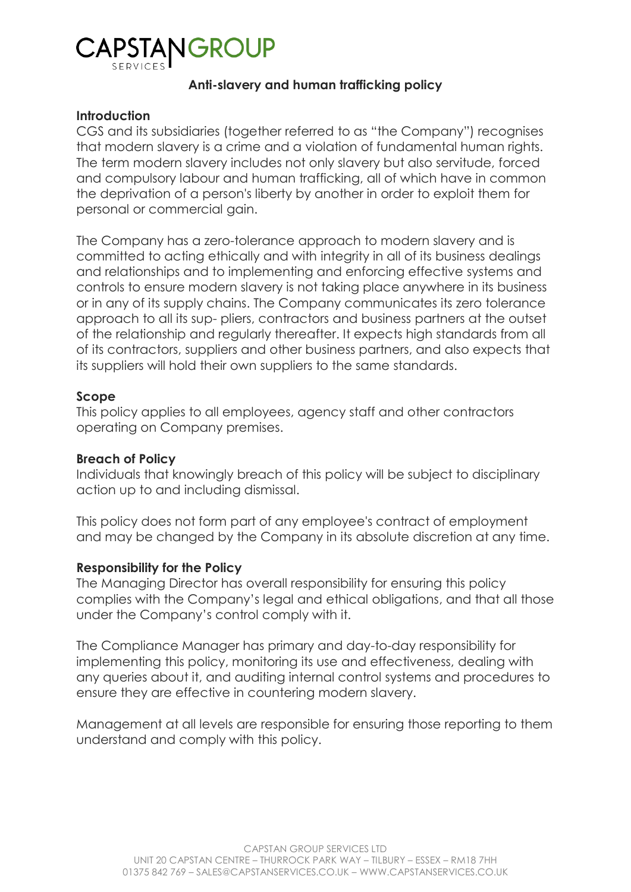# CAPSTAN GROUP SERVICES

## Anti-slavery and human trafficking policy

### Introduction

CGS and its subsidiaries (together referred to as "the Company") recognises that modern slavery is a crime and a violation of fundamental human rights. The term modern slavery includes not only slavery but also servitude, forced and compulsory labour and human trafficking, all of which have in common the deprivation of a person's liberty by another in order to exploit them for personal or commercial gain.

The Company has a zero-tolerance approach to modern slavery and is committed to acting ethically and with integrity in all of its business dealings and relationships and to implementing and enforcing effective systems and controls to ensure modern slavery is not taking place anywhere in its business or in any of its supply chains. The Company communicates its zero tolerance approach to all its sup- pliers, contractors and business partners at the outset of the relationship and regularly thereafter. It expects high standards from all of its contractors, suppliers and other business partners, and also expects that its suppliers will hold their own suppliers to the same standards.

### Scope

This policy applies to all employees, agency staff and other contractors operating on Company premises.

### Breach of Policy

Individuals that knowingly breach of this policy will be subject to disciplinary action up to and including dismissal.

This policy does not form part of any employee's contract of employment and may be changed by the Company in its absolute discretion at any time.

### Responsibility for the Policy

The Managing Director has overall responsibility for ensuring this policy complies with the Company's legal and ethical obligations, and that all those under the Company's control comply with it.

The Compliance Manager has primary and day-to-day responsibility for implementing this policy, monitoring its use and effectiveness, dealing with any queries about it, and auditing internal control systems and procedures to ensure they are effective in countering modern slavery.

Management at all levels are responsible for ensuring those reporting to them understand and comply with this policy.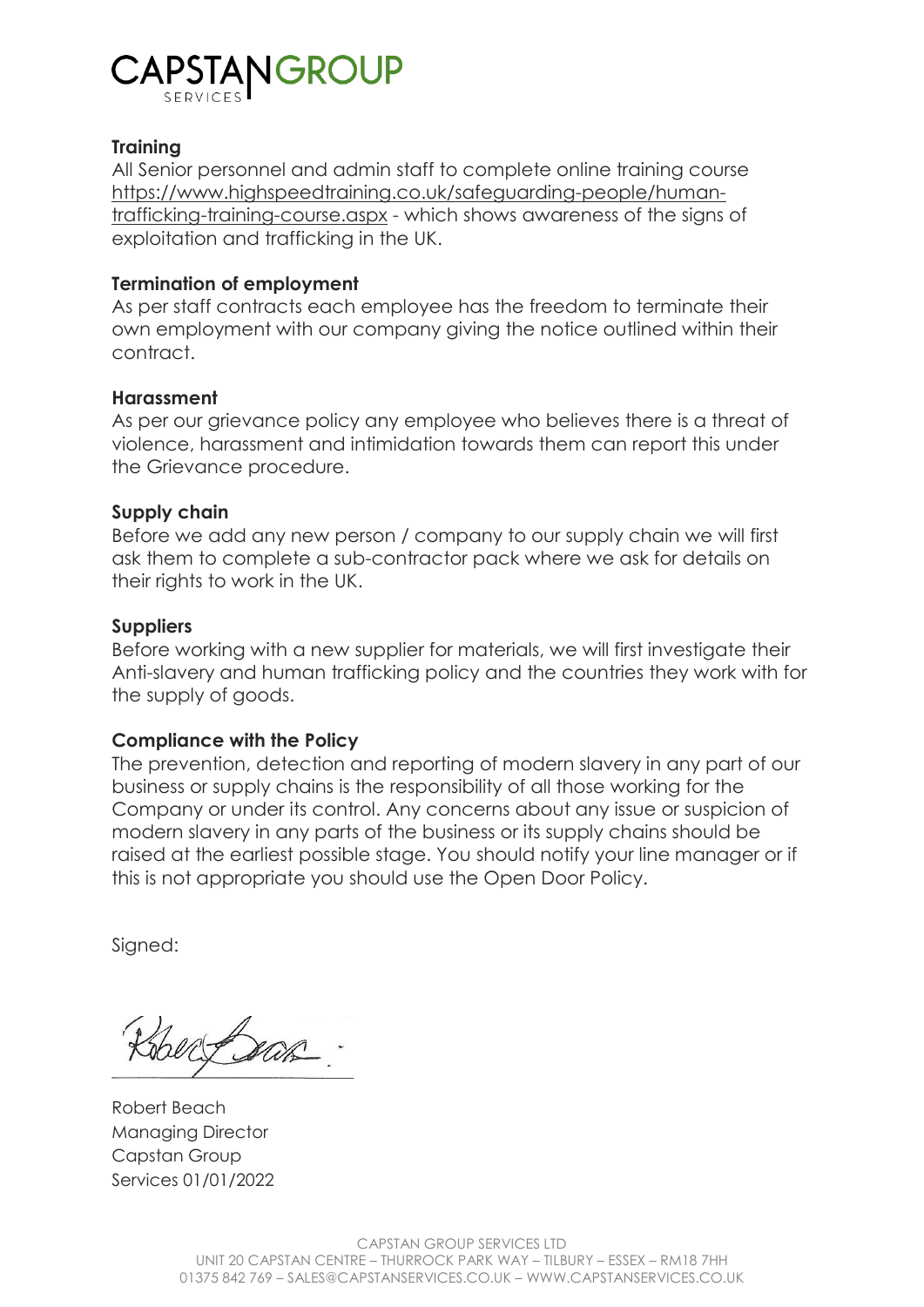**Training**

All Senior personnel and admin staff to complete online training course https://www.highspeedtraining.co.uk/safeguarding-people/human-trafficking-training-course.aspx - which shows awareness of the signs of exploitation and trafficking in the UK.

**Termination of employment**

As per staff contracts each employee has the freedom to terminate their own employment with our company giving the notice outlined within their contract.

**Harassment**

As per our grievance policy any employee who believes there is a threat of violence, harassment and intimidation towards them can report this under the Grievance procedure.

**Supply chain**

Before we add any new person / company to our supply chain we will first ask them to complete a sub-contractor pack where we ask for details on their rights to work in the UK.

**Suppliers**

Before working with a new supplier for materials, we will first investigate their Anti-slavery and human trafficking policy and the countries they work with for the supply of goods.

**Compliance with the Policy**

The prevention, detection and reporting of modern slavery in any part of our business or supply chains is the responsibility of all those working for the Company or under its control. Any concerns about any issue or suspicion of modern slavery in any parts of the business or its supply chains should be raised at the earliest possible stage. You should notify your line manager or if this is not appropriate you should use the Open Door Policy.

Signed:

Robert Beach
Managing Director
Capstan Group
Services 01/01/2022

CAPSTAN GROUP SERVICES LTD
UNIT 20 CAPSTAN CENTRE – THURROCK PARK WAY – TILBURY – ESSEX – RM18 7HH
01375 842 769 – SALES@CAPSTANSERVICES.CO.UK – WWW.CAPSTANSERVICES.CO.UK